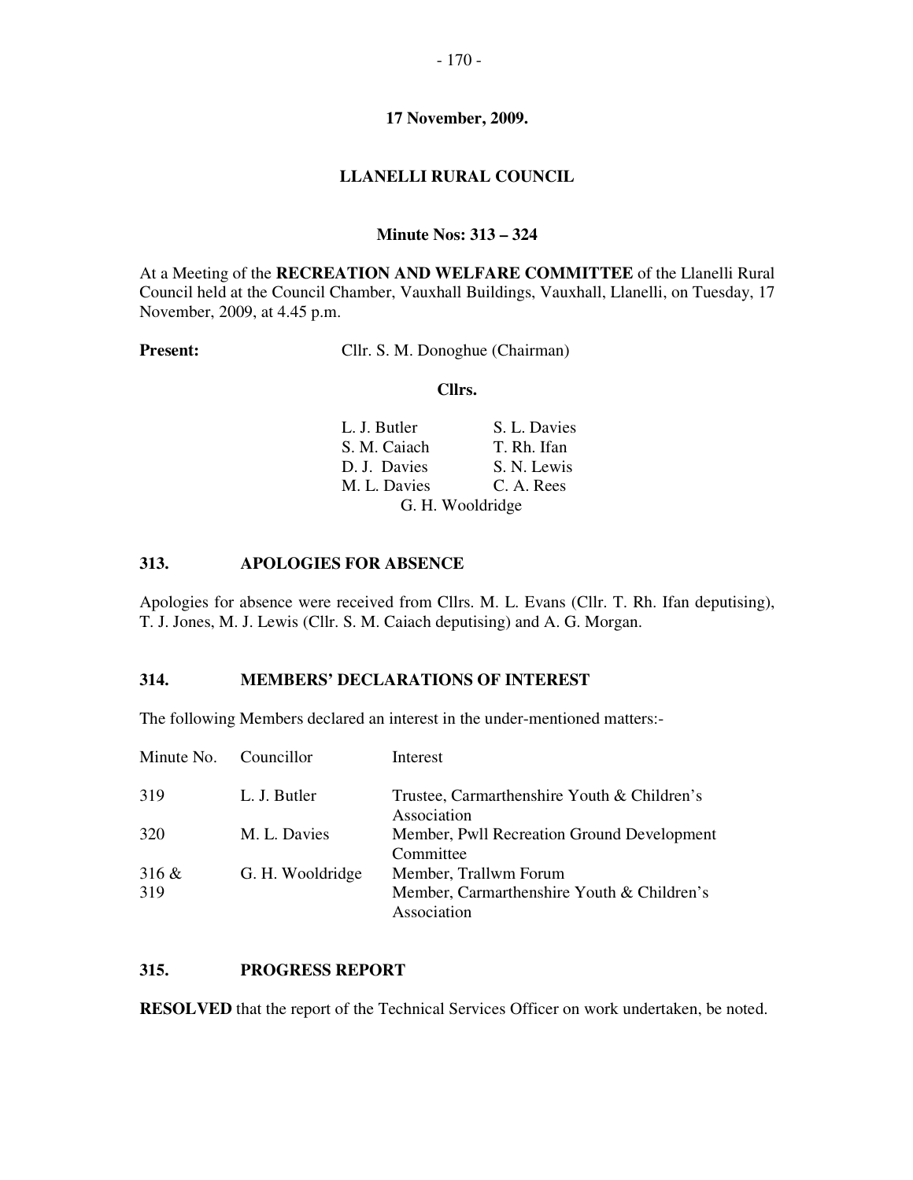**17 November, 2009.**

# LLANELLI RURAL COUNCIL

## Minute Nos: 313 – 324

At a Meeting of the **RECREATION AND WELFARE COMMITTEE** of the Llanelli Rural Council held at the Council Chamber, Vauxhall Buildings, Vauxhall, Llanelli, on Tuesday, 17 November, 2009, at 4.45 p.m.

**Present:** Cllr. S. M. Donoghue (Chairman)

**Cllrs.**

| | |
|---|---|
| L. J. Butler | S. L. Davies |
| S. M. Caiach | T. Rh. Ifan |
| D. J. Davies | S. N. Lewis |
| M. L. Davies | C. A. Rees |
| G. H. Wooldridge | |

### 313. APOLOGIES FOR ABSENCE

Apologies for absence were received from Cllrs. M. L. Evans (Cllr. T. Rh. Ifan deputising), T. J. Jones, M. J. Lewis (Cllr. S. M. Caiach deputising) and A. G. Morgan.

### 314. MEMBERS' DECLARATIONS OF INTEREST

The following Members declared an interest in the under-mentioned matters:-

| Minute No. | Councillor | Interest |
|---|---|---|
| 319 | L. J. Butler | Trustee, Carmarthenshire Youth & Children's Association |
| 320 | M. L. Davies | Member, Pwll Recreation Ground Development Committee |
| 316 & 319 | G. H. Wooldridge | Member, Trallwm Forum<br>Member, Carmarthenshire Youth & Children's Association |

### 315. PROGRESS REPORT

**RESOLVED** that the report of the Technical Services Officer on work undertaken, be noted.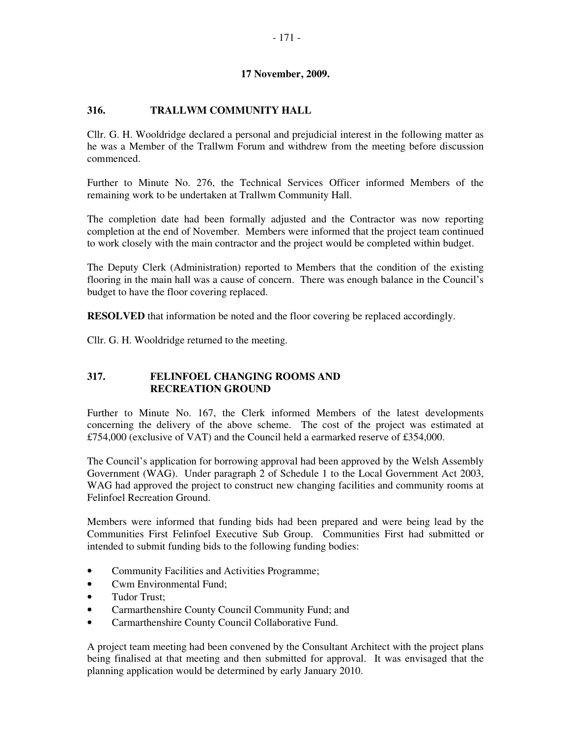**17 November, 2009.**

## 316. TRALLWM COMMUNITY HALL

Cllr. G. H. Wooldridge declared a personal and prejudicial interest in the following matter as he was a Member of the Trallwm Forum and withdrew from the meeting before discussion commenced.

Further to Minute No. 276, the Technical Services Officer informed Members of the remaining work to be undertaken at Trallwm Community Hall.

The completion date had been formally adjusted and the Contractor was now reporting completion at the end of November. Members were informed that the project team continued to work closely with the main contractor and the project would be completed within budget.

The Deputy Clerk (Administration) reported to Members that the condition of the existing flooring in the main hall was a cause of concern. There was enough balance in the Council's budget to have the floor covering replaced.

**RESOLVED** that information be noted and the floor covering be replaced accordingly.

Cllr. G. H. Wooldridge returned to the meeting.

## 317. FELINFOEL CHANGING ROOMS AND RECREATION GROUND

Further to Minute No. 167, the Clerk informed Members of the latest developments concerning the delivery of the above scheme. The cost of the project was estimated at £754,000 (exclusive of VAT) and the Council held a earmarked reserve of £354,000.

The Council's application for borrowing approval had been approved by the Welsh Assembly Government (WAG). Under paragraph 2 of Schedule 1 to the Local Government Act 2003, WAG had approved the project to construct new changing facilities and community rooms at Felinfoel Recreation Ground.

Members were informed that funding bids had been prepared and were being lead by the Communities First Felinfoel Executive Sub Group. Communities First had submitted or intended to submit funding bids to the following funding bodies:

- Community Facilities and Activities Programme;
- Cwm Environmental Fund;
- Tudor Trust;
- Carmarthenshire County Council Community Fund; and
- Carmarthenshire County Council Collaborative Fund.

A project team meeting had been convened by the Consultant Architect with the project plans being finalised at that meeting and then submitted for approval. It was envisaged that the planning application would be determined by early January 2010.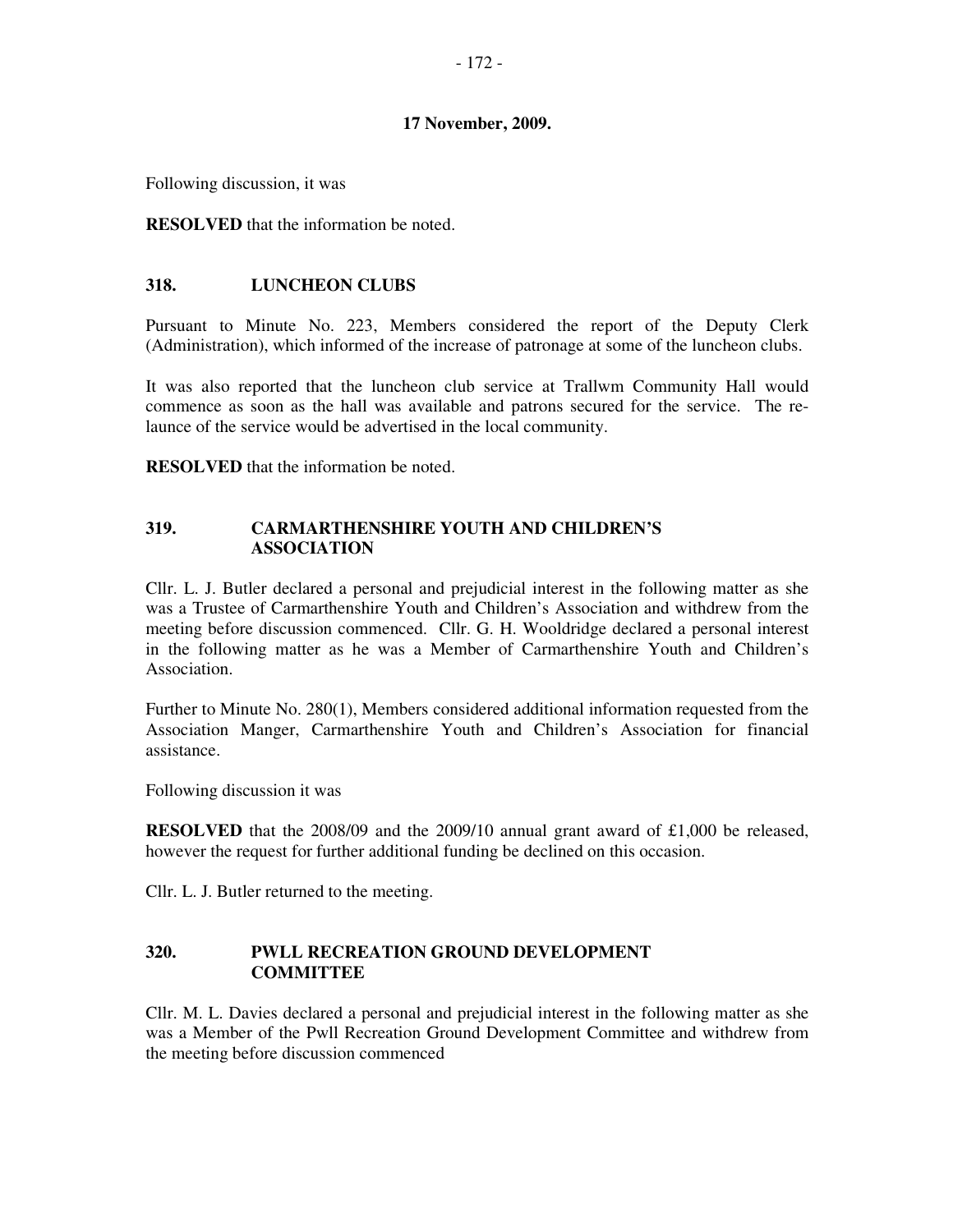**17 November, 2009.**

Following discussion, it was

**RESOLVED** that the information be noted.

## 318. LUNCHEON CLUBS

Pursuant to Minute No. 223, Members considered the report of the Deputy Clerk (Administration), which informed of the increase of patronage at some of the luncheon clubs.

It was also reported that the luncheon club service at Trallwm Community Hall would commence as soon as the hall was available and patrons secured for the service. The re-launce of the service would be advertised in the local community.

**RESOLVED** that the information be noted.

## 319. CARMARTHENSHIRE YOUTH AND CHILDREN'S ASSOCIATION

Cllr. L. J. Butler declared a personal and prejudicial interest in the following matter as she was a Trustee of Carmarthenshire Youth and Children's Association and withdrew from the meeting before discussion commenced. Cllr. G. H. Wooldridge declared a personal interest in the following matter as he was a Member of Carmarthenshire Youth and Children's Association.

Further to Minute No. 280(1), Members considered additional information requested from the Association Manger, Carmarthenshire Youth and Children's Association for financial assistance.

Following discussion it was

**RESOLVED** that the 2008/09 and the 2009/10 annual grant award of £1,000 be released, however the request for further additional funding be declined on this occasion.

Cllr. L. J. Butler returned to the meeting.

## 320. PWLL RECREATION GROUND DEVELOPMENT COMMITTEE

Cllr. M. L. Davies declared a personal and prejudicial interest in the following matter as she was a Member of the Pwll Recreation Ground Development Committee and withdrew from the meeting before discussion commenced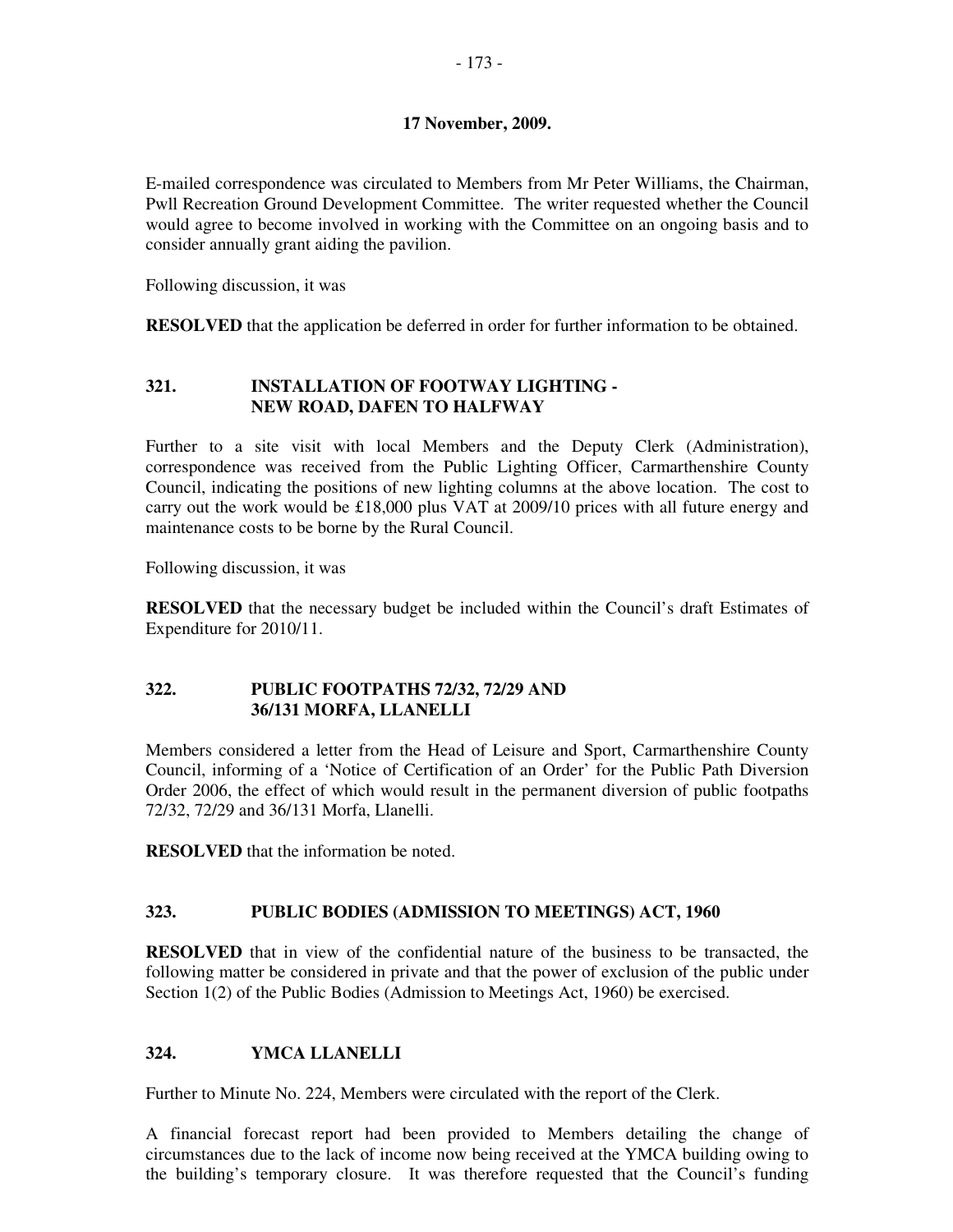**17 November, 2009.**

E-mailed correspondence was circulated to Members from Mr Peter Williams, the Chairman, Pwll Recreation Ground Development Committee. The writer requested whether the Council would agree to become involved in working with the Committee on an ongoing basis and to consider annually grant aiding the pavilion.

Following discussion, it was

**RESOLVED** that the application be deferred in order for further information to be obtained.

## 321. INSTALLATION OF FOOTWAY LIGHTING - NEW ROAD, DAFEN TO HALFWAY

Further to a site visit with local Members and the Deputy Clerk (Administration), correspondence was received from the Public Lighting Officer, Carmarthenshire County Council, indicating the positions of new lighting columns at the above location. The cost to carry out the work would be £18,000 plus VAT at 2009/10 prices with all future energy and maintenance costs to be borne by the Rural Council.

Following discussion, it was

**RESOLVED** that the necessary budget be included within the Council's draft Estimates of Expenditure for 2010/11.

## 322. PUBLIC FOOTPATHS 72/32, 72/29 AND 36/131 MORFA, LLANELLI

Members considered a letter from the Head of Leisure and Sport, Carmarthenshire County Council, informing of a 'Notice of Certification of an Order' for the Public Path Diversion Order 2006, the effect of which would result in the permanent diversion of public footpaths 72/32, 72/29 and 36/131 Morfa, Llanelli.

**RESOLVED** that the information be noted.

## 323. PUBLIC BODIES (ADMISSION TO MEETINGS) ACT, 1960

**RESOLVED** that in view of the confidential nature of the business to be transacted, the following matter be considered in private and that the power of exclusion of the public under Section 1(2) of the Public Bodies (Admission to Meetings Act, 1960) be exercised.

## 324. YMCA LLANELLI

Further to Minute No. 224, Members were circulated with the report of the Clerk.

A financial forecast report had been provided to Members detailing the change of circumstances due to the lack of income now being received at the YMCA building owing to the building's temporary closure. It was therefore requested that the Council's funding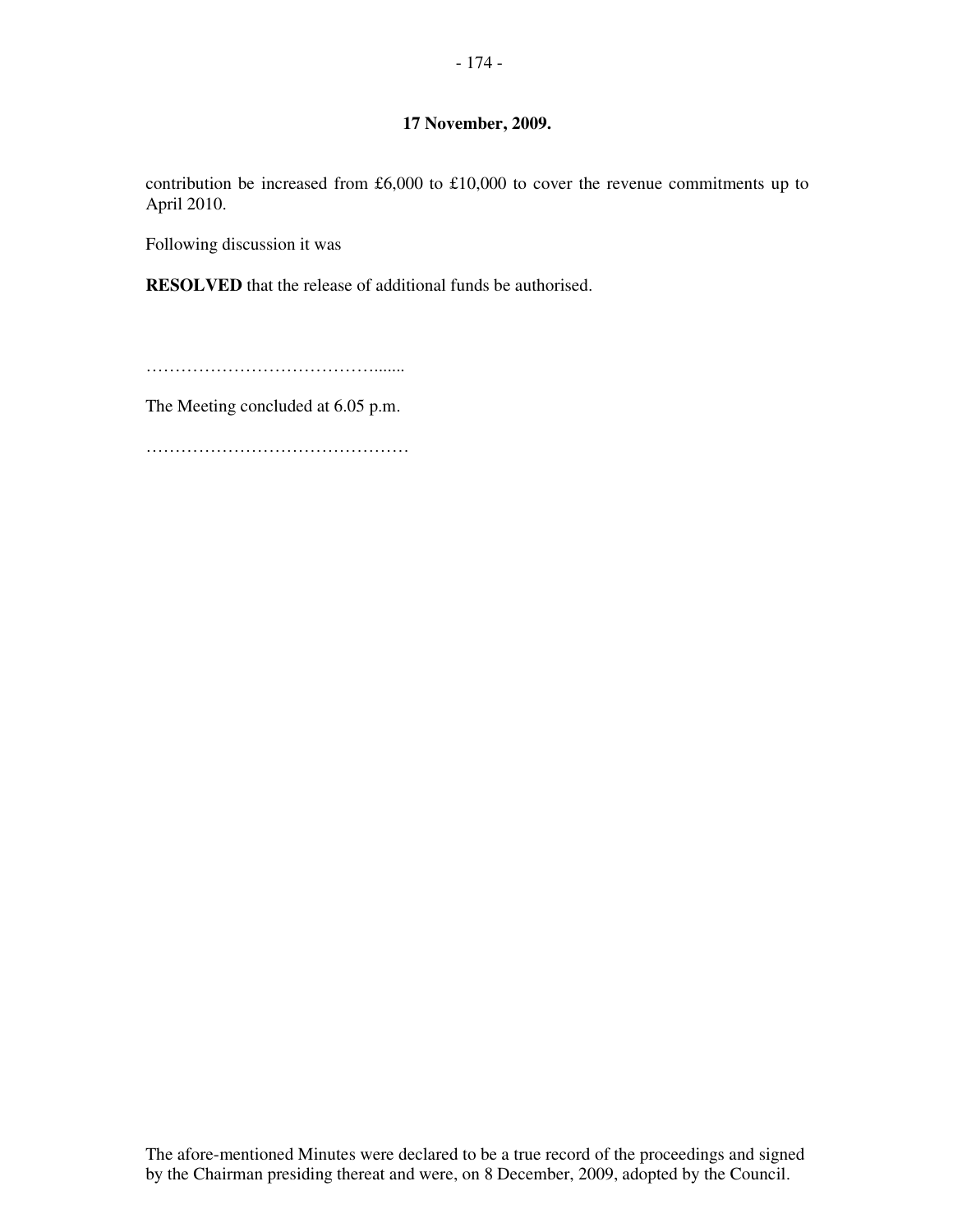**17 November, 2009.**

contribution be increased from £6,000 to £10,000 to cover the revenue commitments up to April 2010.

Following discussion it was

**RESOLVED** that the release of additional funds be authorised.

…………………………………......

The Meeting concluded at 6.05 p.m.

………………………………………

The afore-mentioned Minutes were declared to be a true record of the proceedings and signed by the Chairman presiding thereat and were, on 8 December, 2009, adopted by the Council.